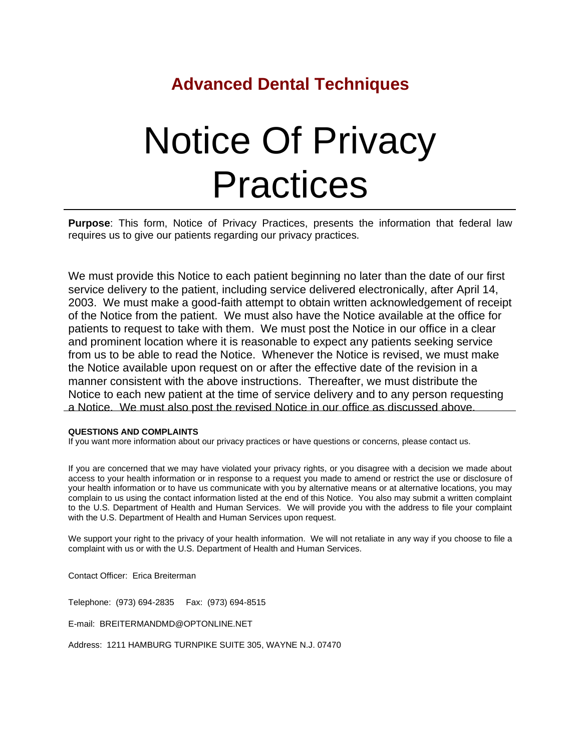## Advanced Dental Techniques

# Notice Of Privacy Practices

**Purpose**: This form, Notice of Privacy Practices, presents the information that federal law requires us to give our patients regarding our privacy practices.

We must provide this Notice to each patient beginning no later than the date of our first service delivery to the patient, including service delivered electronically, after April 14, 2003. We must make a good-faith attempt to obtain written acknowledgement of receipt of the Notice from the patient. We must also have the Notice available at the office for patients to request to take with them. We must post the Notice in our office in a clear and prominent location where it is reasonable to expect any patients seeking service from us to be able to read the Notice. Whenever the Notice is revised, we must make the Notice available upon request on or after the effective date of the revision in a manner consistent with the above instructions. Thereafter, we must distribute the Notice to each new patient at the time of service delivery and to any person requesting a Notice. We must also post the revised Notice in our office as discussed above.

**QUESTIONS AND COMPLAINTS**

If you want more information about our privacy practices or have questions or concerns, please contact us.

If you are concerned that we may have violated your privacy rights, or you disagree with a decision we made about access to your health information or in response to a request you made to amend or restrict the use or disclosure of your health information or to have us communicate with you by alternative means or at alternative locations, you may complain to us using the contact information listed at the end of this Notice. You also may submit a written complaint to the U.S. Department of Health and Human Services. We will provide you with the address to file your complaint with the U.S. Department of Health and Human Services upon request.

We support your right to the privacy of your health information. We will not retaliate in any way if you choose to file a complaint with us or with the U.S. Department of Health and Human Services.

Contact Officer: Erica Breiterman

Telephone: (973) 694-2835 Fax: (973) 694-8515

E-mail: BREITERMANDMD@OPTONLINE.NET

Address: 1211 HAMBURG TURNPIKE SUITE 305, WAYNE N.J. 07470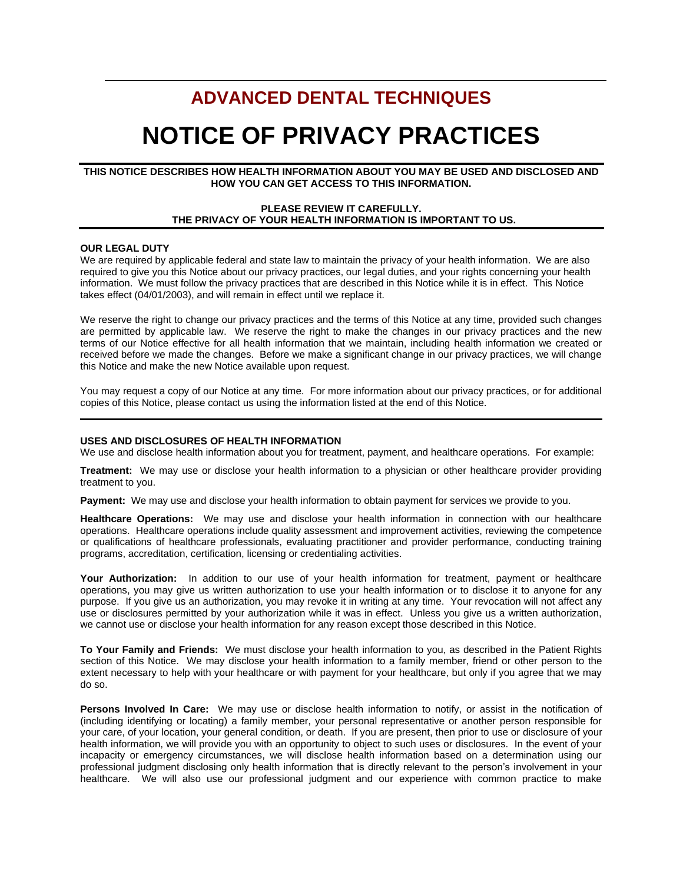# ADVANCED DENTAL TECHNIQUES

# NOTICE OF PRIVACY PRACTICES

**THIS NOTICE DESCRIBES HOW HEALTH INFORMATION ABOUT YOU MAY BE USED AND DISCLOSED AND HOW YOU CAN GET ACCESS TO THIS INFORMATION.**

**PLEASE REVIEW IT CAREFULLY.**
**THE PRIVACY OF YOUR HEALTH INFORMATION IS IMPORTANT TO US.**

**OUR LEGAL DUTY**

We are required by applicable federal and state law to maintain the privacy of your health information. We are also required to give you this Notice about our privacy practices, our legal duties, and your rights concerning your health information. We must follow the privacy practices that are described in this Notice while it is in effect. This Notice takes effect (04/01/2003), and will remain in effect until we replace it.

We reserve the right to change our privacy practices and the terms of this Notice at any time, provided such changes are permitted by applicable law. We reserve the right to make the changes in our privacy practices and the new terms of our Notice effective for all health information that we maintain, including health information we created or received before we made the changes. Before we make a significant change in our privacy practices, we will change this Notice and make the new Notice available upon request.

You may request a copy of our Notice at any time. For more information about our privacy practices, or for additional copies of this Notice, please contact us using the information listed at the end of this Notice.

**USES AND DISCLOSURES OF HEALTH INFORMATION**

We use and disclose health information about you for treatment, payment, and healthcare operations. For example:

**Treatment:** We may use or disclose your health information to a physician or other healthcare provider providing treatment to you.

**Payment:** We may use and disclose your health information to obtain payment for services we provide to you.

**Healthcare Operations:** We may use and disclose your health information in connection with our healthcare operations. Healthcare operations include quality assessment and improvement activities, reviewing the competence or qualifications of healthcare professionals, evaluating practitioner and provider performance, conducting training programs, accreditation, certification, licensing or credentialing activities.

**Your Authorization:** In addition to our use of your health information for treatment, payment or healthcare operations, you may give us written authorization to use your health information or to disclose it to anyone for any purpose. If you give us an authorization, you may revoke it in writing at any time. Your revocation will not affect any use or disclosures permitted by your authorization while it was in effect. Unless you give us a written authorization, we cannot use or disclose your health information for any reason except those described in this Notice.

**To Your Family and Friends:** We must disclose your health information to you, as described in the Patient Rights section of this Notice. We may disclose your health information to a family member, friend or other person to the extent necessary to help with your healthcare or with payment for your healthcare, but only if you agree that we may do so.

**Persons Involved In Care:** We may use or disclose health information to notify, or assist in the notification of (including identifying or locating) a family member, your personal representative or another person responsible for your care, of your location, your general condition, or death. If you are present, then prior to use or disclosure of your health information, we will provide you with an opportunity to object to such uses or disclosures. In the event of your incapacity or emergency circumstances, we will disclose health information based on a determination using our professional judgment disclosing only health information that is directly relevant to the person's involvement in your healthcare. We will also use our professional judgment and our experience with common practice to make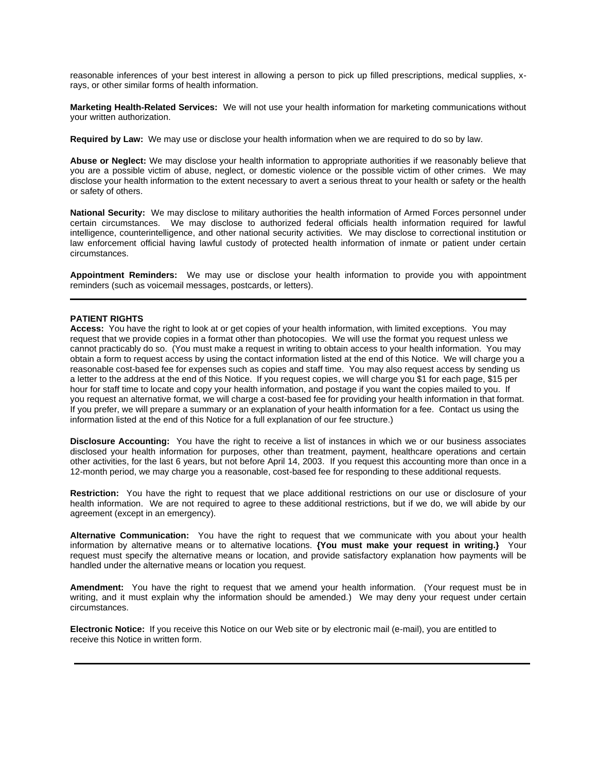reasonable inferences of your best interest in allowing a person to pick up filled prescriptions, medical supplies, x-rays, or other similar forms of health information.

**Marketing Health-Related Services:** We will not use your health information for marketing communications without your written authorization.

**Required by Law:** We may use or disclose your health information when we are required to do so by law.

**Abuse or Neglect:** We may disclose your health information to appropriate authorities if we reasonably believe that you are a possible victim of abuse, neglect, or domestic violence or the possible victim of other crimes. We may disclose your health information to the extent necessary to avert a serious threat to your health or safety or the health or safety of others.

**National Security:** We may disclose to military authorities the health information of Armed Forces personnel under certain circumstances. We may disclose to authorized federal officials health information required for lawful intelligence, counterintelligence, and other national security activities. We may disclose to correctional institution or law enforcement official having lawful custody of protected health information of inmate or patient under certain circumstances.

**Appointment Reminders:** We may use or disclose your health information to provide you with appointment reminders (such as voicemail messages, postcards, or letters).

---

**PATIENT RIGHTS**

**Access:** You have the right to look at or get copies of your health information, with limited exceptions. You may request that we provide copies in a format other than photocopies. We will use the format you request unless we cannot practicably do so. (You must make a request in writing to obtain access to your health information. You may obtain a form to request access by using the contact information listed at the end of this Notice. We will charge you a reasonable cost-based fee for expenses such as copies and staff time. You may also request access by sending us a letter to the address at the end of this Notice. If you request copies, we will charge you $1 for each page, $15 per hour for staff time to locate and copy your health information, and postage if you want the copies mailed to you. If you request an alternative format, we will charge a cost-based fee for providing your health information in that format. If you prefer, we will prepare a summary or an explanation of your health information for a fee. Contact us using the information listed at the end of this Notice for a full explanation of our fee structure.)

**Disclosure Accounting:** You have the right to receive a list of instances in which we or our business associates disclosed your health information for purposes, other than treatment, payment, healthcare operations and certain other activities, for the last 6 years, but not before April 14, 2003. If you request this accounting more than once in a 12-month period, we may charge you a reasonable, cost-based fee for responding to these additional requests.

**Restriction:** You have the right to request that we place additional restrictions on our use or disclosure of your health information. We are not required to agree to these additional restrictions, but if we do, we will abide by our agreement (except in an emergency).

**Alternative Communication:** You have the right to request that we communicate with you about your health information by alternative means or to alternative locations. **{You must make your request in writing.}** Your request must specify the alternative means or location, and provide satisfactory explanation how payments will be handled under the alternative means or location you request.

**Amendment:** You have the right to request that we amend your health information. (Your request must be in writing, and it must explain why the information should be amended.) We may deny your request under certain circumstances.

**Electronic Notice:** If you receive this Notice on our Web site or by electronic mail (e-mail), you are entitled to receive this Notice in written form.

---